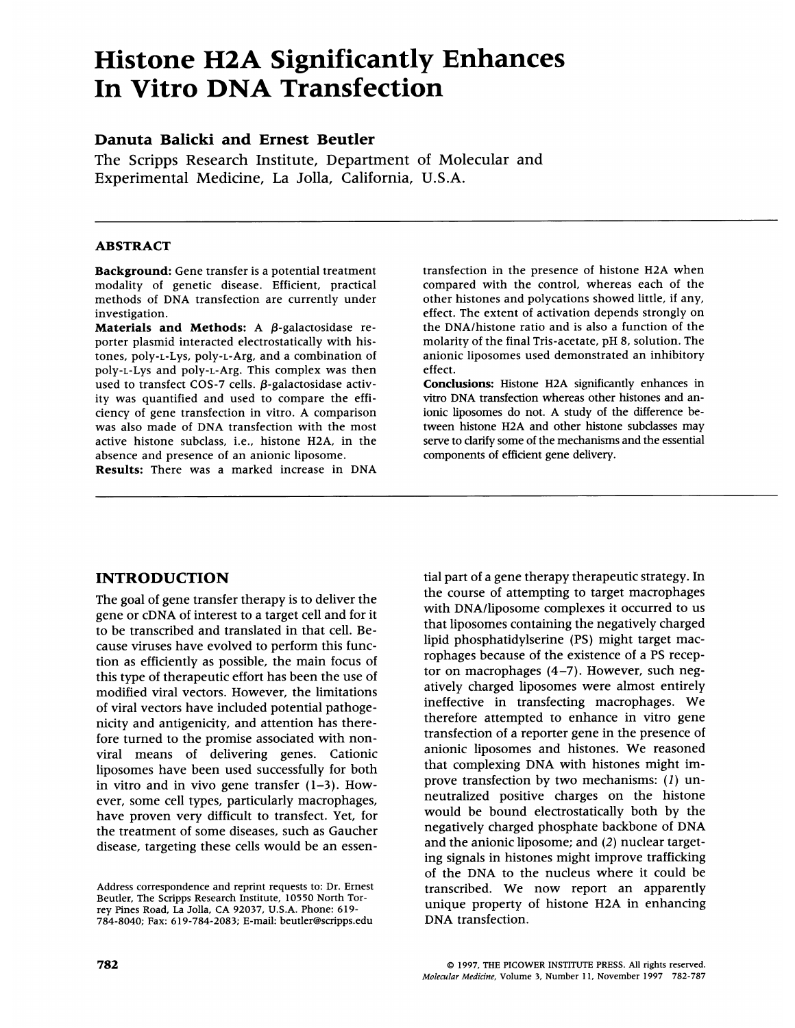# Histone H2A Significantly Enhances In Vitro DNA Transfection

**Danuta Balicki and Ernest Beutler**

The Scripps Research Institute, Department of Molecular and Experimental Medicine, La Jolla, California, U.S.A.

---

## ABSTRACT

**Background:** Gene transfer is a potential treatment modality of genetic disease. Efficient, practical methods of DNA transfection are currently under investigation.

**Materials and Methods:** A β-galactosidase reporter plasmid interacted electrostatically with histones, poly-L-Lys, poly-L-Arg, and a combination of poly-L-Lys and poly-L-Arg. This complex was then used to transfect COS-7 cells. β-galactosidase activity was quantified and used to compare the efficiency of gene transfection in vitro. A comparison was also made of DNA transfection with the most active histone subclass, i.e., histone H2A, in the absence and presence of an anionic liposome.

**Results:** There was a marked increase in DNA transfection in the presence of histone H2A when compared with the control, whereas each of the other histones and polycations showed little, if any, effect. The extent of activation depends strongly on the DNA/histone ratio and is also a function of the molarity of the final Tris-acetate, pH 8, solution. The anionic liposomes used demonstrated an inhibitory effect.

**Conclusions:** Histone H2A significantly enhances in vitro DNA transfection whereas other histones and anionic liposomes do not. A study of the difference between histone H2A and other histone subclasses may serve to clarify some of the mechanisms and the essential components of efficient gene delivery.

---

## INTRODUCTION

The goal of gene transfer therapy is to deliver the gene or cDNA of interest to a target cell and for it to be transcribed and translated in that cell. Because viruses have evolved to perform this function as efficiently as possible, the main focus of this type of therapeutic effort has been the use of modified viral vectors. However, the limitations of viral vectors have included potential pathogenicity and antigenicity, and attention has therefore turned to the promise associated with nonviral means of delivering genes. Cationic liposomes have been used successfully for both in vitro and in vivo gene transfer (1–3). However, some cell types, particularly macrophages, have proven very difficult to transfect. Yet, for the treatment of some diseases, such as Gaucher disease, targeting these cells would be an essential part of a gene therapy therapeutic strategy. In the course of attempting to target macrophages with DNA/liposome complexes it occurred to us that liposomes containing the negatively charged lipid phosphatidylserine (PS) might target macrophages because of the existence of a PS receptor on macrophages (4–7). However, such negatively charged liposomes were almost entirely ineffective in transfecting macrophages. We therefore attempted to enhance in vitro gene transfection of a reporter gene in the presence of anionic liposomes and histones. We reasoned that complexing DNA with histones might improve transfection by two mechanisms: (*1*) unneutralized positive charges on the histone would be bound electrostatically both by the negatively charged phosphate backbone of DNA and the anionic liposome; and (*2*) nuclear targeting signals in histones might improve trafficking of the DNA to the nucleus where it could be transcribed. We now report an apparently unique property of histone H2A in enhancing DNA transfection.

Address correspondence and reprint requests to: Dr. Ernest Beutler, The Scripps Research Institute, 10550 North Torrey Pines Road, La Jolla, CA 92037, U.S.A. Phone: 619-784-8040; Fax: 619-784-2083; E-mail: beutler@scripps.edu

© 1997, THE PICOWER INSTITUTE PRESS. All rights reserved.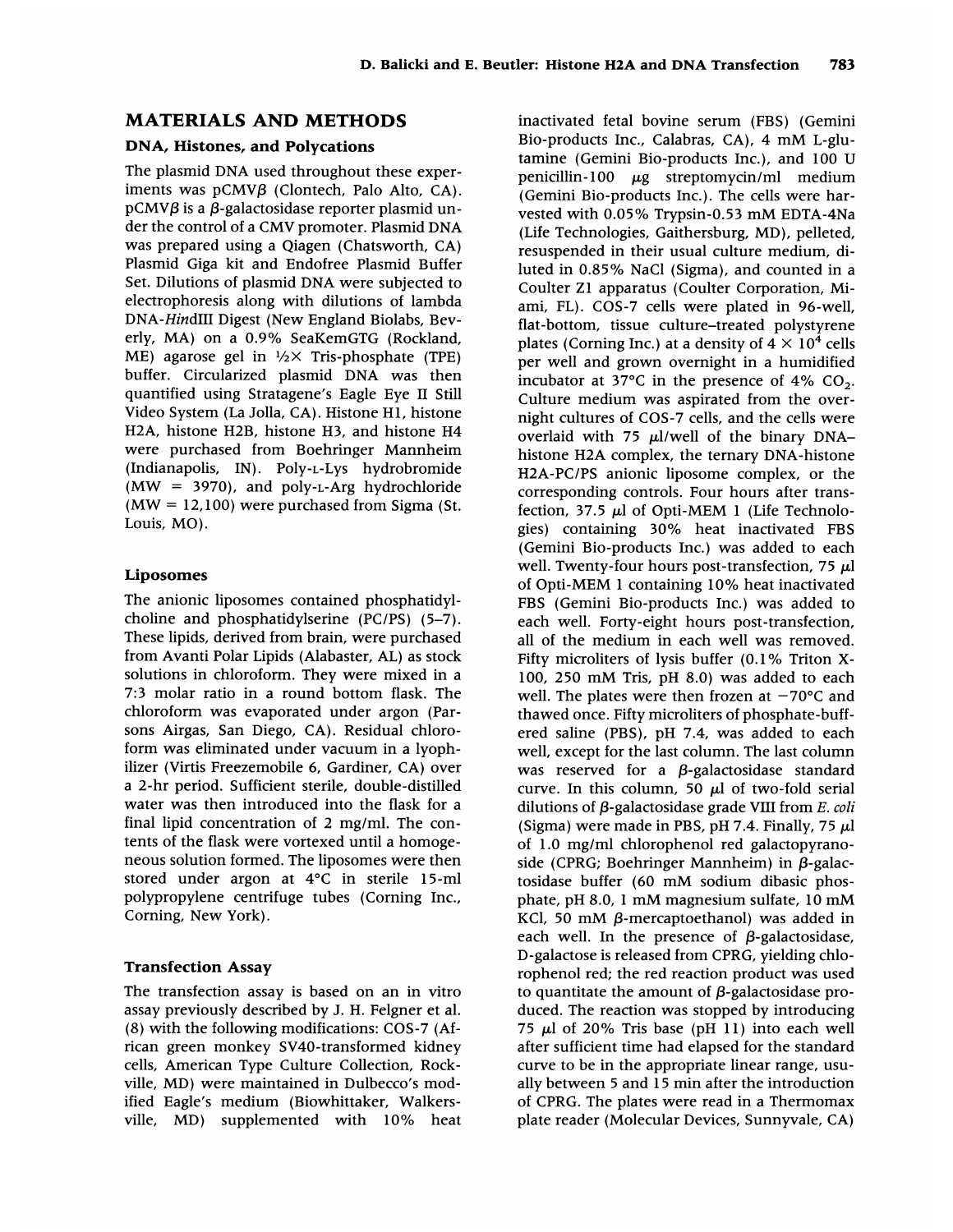## MATERIALS AND METHODS

### DNA, Histones, and Polycations

The plasmid DNA used throughout these experiments was pCMVβ (Clontech, Palo Alto, CA). pCMVβ is a β-galactosidase reporter plasmid under the control of a CMV promoter. Plasmid DNA was prepared using a Qiagen (Chatsworth, CA) Plasmid Giga kit and Endofree Plasmid Buffer Set. Dilutions of plasmid DNA were subjected to electrophoresis along with dilutions of lambda DNA-*Hin*dIII Digest (New England Biolabs, Beverly, MA) on a 0.9% SeaKemGTG (Rockland, ME) agarose gel in ½× Tris-phosphate (TPE) buffer. Circularized plasmid DNA was then quantified using Stratagene's Eagle Eye II Still Video System (La Jolla, CA). Histone H1, histone H2A, histone H2B, histone H3, and histone H4 were purchased from Boehringer Mannheim (Indianapolis, IN). Poly-L-Lys hydrobromide (MW = 3970), and poly-L-Arg hydrochloride (MW = 12,100) were purchased from Sigma (St. Louis, MO).

### Liposomes

The anionic liposomes contained phosphatidylcholine and phosphatidylserine (PC/PS) (5–7). These lipids, derived from brain, were purchased from Avanti Polar Lipids (Alabaster, AL) as stock solutions in chloroform. They were mixed in a 7:3 molar ratio in a round bottom flask. The chloroform was evaporated under argon (Parsons Airgas, San Diego, CA). Residual chloroform was eliminated under vacuum in a lyophilizer (Virtis Freezemobile 6, Gardiner, CA) over a 2-hr period. Sufficient sterile, double-distilled water was then introduced into the flask for a final lipid concentration of 2 mg/ml. The contents of the flask were vortexed until a homogeneous solution formed. The liposomes were then stored under argon at 4°C in sterile 15-ml polypropylene centrifuge tubes (Corning Inc., Corning, New York).

### Transfection Assay

The transfection assay is based on an in vitro assay previously described by J. H. Felgner et al. (8) with the following modifications: COS-7 (African green monkey SV40-transformed kidney cells, American Type Culture Collection, Rockville, MD) were maintained in Dulbecco's modified Eagle's medium (Biowhittaker, Walkersville, MD) supplemented with 10% heat inactivated fetal bovine serum (FBS) (Gemini Bio-products Inc., Calabras, CA), 4 mM L-glutamine (Gemini Bio-products Inc.), and 100 U penicillin-100 μg streptomycin/ml medium (Gemini Bio-products Inc.). The cells were harvested with 0.05% Trypsin-0.53 mM EDTA-4Na (Life Technologies, Gaithersburg, MD), pelleted, resuspended in their usual culture medium, diluted in 0.85% NaCl (Sigma), and counted in a Coulter Z1 apparatus (Coulter Corporation, Miami, FL). COS-7 cells were plated in 96-well, flat-bottom, tissue culture–treated polystyrene plates (Corning Inc.) at a density of $4 \times 10^4$ cells per well and grown overnight in a humidified incubator at 37°C in the presence of 4% $CO_2$. Culture medium was aspirated from the overnight cultures of COS-7 cells, and the cells were overlaid with 75 μl/well of the binary DNA–histone H2A complex, the ternary DNA-histone H2A-PC/PS anionic liposome complex, or the corresponding controls. Four hours after transfection, 37.5 μl of Opti-MEM 1 (Life Technologies) containing 30% heat inactivated FBS (Gemini Bio-products Inc.) was added to each well. Twenty-four hours post-transfection, 75 μl of Opti-MEM 1 containing 10% heat inactivated FBS (Gemini Bio-products Inc.) was added to each well. Forty-eight hours post-transfection, all of the medium in each well was removed. Fifty microliters of lysis buffer (0.1% Triton X-100, 250 mM Tris, pH 8.0) was added to each well. The plates were then frozen at −70°C and thawed once. Fifty microliters of phosphate-buffered saline (PBS), pH 7.4, was added to each well, except for the last column. The last column was reserved for a β-galactosidase standard curve. In this column, 50 μl of two-fold serial dilutions of β-galactosidase grade VIII from *E. coli* (Sigma) were made in PBS, pH 7.4. Finally, 75 μl of 1.0 mg/ml chlorophenol red galactopyranoside (CPRG; Boehringer Mannheim) in β-galactosidase buffer (60 mM sodium dibasic phosphate, pH 8.0, 1 mM magnesium sulfate, 10 mM KCl, 50 mM β-mercaptoethanol) was added in each well. In the presence of β-galactosidase, D-galactose is released from CPRG, yielding chlorophenol red; the red reaction product was used to quantitate the amount of β-galactosidase produced. The reaction was stopped by introducing 75 μl of 20% Tris base (pH 11) into each well after sufficient time had elapsed for the standard curve to be in the appropriate linear range, usually between 5 and 15 min after the introduction of CPRG. The plates were read in a Thermomax plate reader (Molecular Devices, Sunnyvale, CA)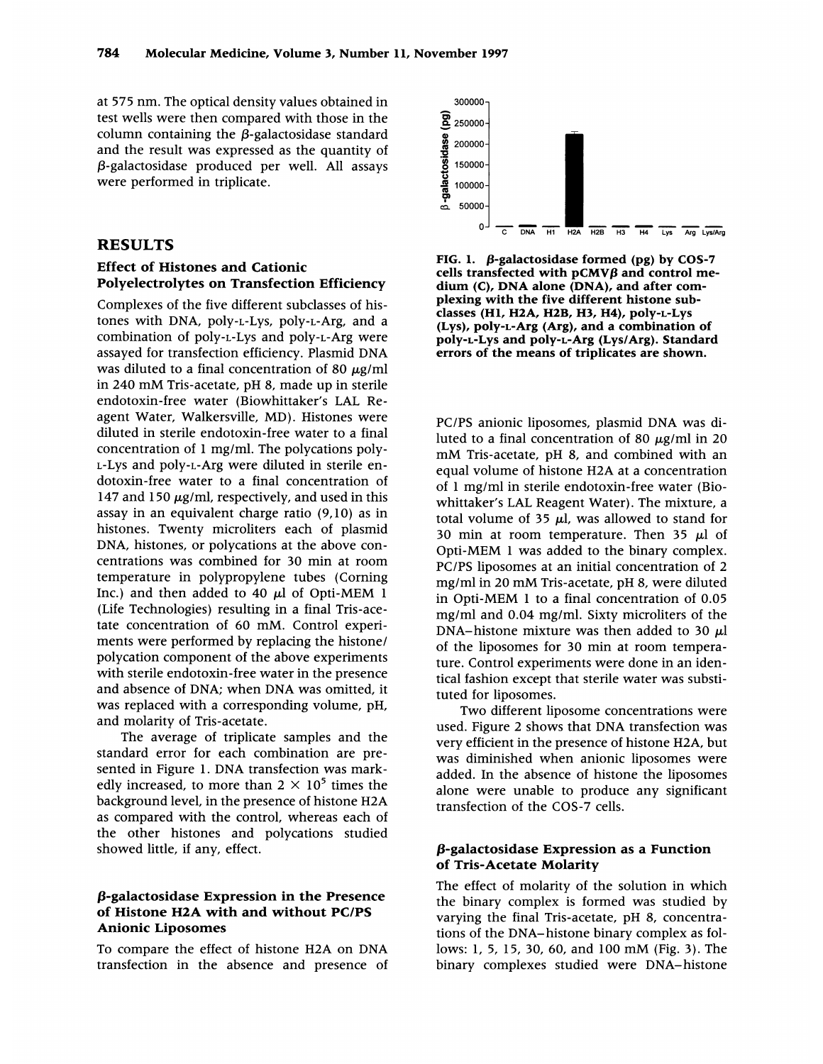at 575 nm. The optical density values obtained in test wells were then compared with those in the column containing the β-galactosidase standard and the result was expressed as the quantity of β-galactosidase produced per well. All assays were performed in triplicate.

## RESULTS

### Effect of Histones and Cationic Polyelectrolytes on Transfection Efficiency

Complexes of the five different subclasses of histones with DNA, poly-L-Lys, poly-L-Arg, and a combination of poly-L-Lys and poly-L-Arg were assayed for transfection efficiency. Plasmid DNA was diluted to a final concentration of 80 μg/ml in 240 mM Tris-acetate, pH 8, made up in sterile endotoxin-free water (Biowhittaker's LAL Reagent Water, Walkersville, MD). Histones were diluted in sterile endotoxin-free water to a final concentration of 1 mg/ml. The polycations poly-L-Lys and poly-L-Arg were diluted in sterile endotoxin-free water to a final concentration of 147 and 150 μg/ml, respectively, and used in this assay in an equivalent charge ratio (9,10) as in histones. Twenty microliters each of plasmid DNA, histones, or polycations at the above concentrations was combined for 30 min at room temperature in polypropylene tubes (Corning Inc.) and then added to 40 μl of Opti-MEM 1 (Life Technologies) resulting in a final Tris-acetate concentration of 60 mM. Control experiments were performed by replacing the histone/polycation component of the above experiments with sterile endotoxin-free water in the presence and absence of DNA; when DNA was omitted, it was replaced with a corresponding volume, pH, and molarity of Tris-acetate.

The average of triplicate samples and the standard error for each combination are presented in Figure 1. DNA transfection was markedly increased, to more than $2 \times 10^5$ times the background level, in the presence of histone H2A as compared with the control, whereas each of the other histones and polycations studied showed little, if any, effect.

**FIG. 1. β-galactosidase formed (pg) by COS-7 cells transfected with pCMVβ and control medium (C), DNA alone (DNA), and after complexing with the five different histone subclasses (H1, H2A, H2B, H3, H4), poly-L-Lys (Lys), poly-L-Arg (Arg), and a combination of poly-L-Lys and poly-L-Arg (Lys/Arg). Standard errors of the means of triplicates are shown.**

### β-galactosidase Expression in the Presence of Histone H2A with and without PC/PS Anionic Liposomes

To compare the effect of histone H2A on DNA transfection in the absence and presence of PC/PS anionic liposomes, plasmid DNA was diluted to a final concentration of 80 μg/ml in 20 mM Tris-acetate, pH 8, and combined with an equal volume of histone H2A at a concentration of 1 mg/ml in sterile endotoxin-free water (Biowhittaker's LAL Reagent Water). The mixture, a total volume of 35 μl, was allowed to stand for 30 min at room temperature. Then 35 μl of Opti-MEM 1 was added to the binary complex. PC/PS liposomes at an initial concentration of 2 mg/ml in 20 mM Tris-acetate, pH 8, were diluted in Opti-MEM 1 to a final concentration of 0.05 mg/ml and 0.04 mg/ml. Sixty microliters of the DNA–histone mixture was then added to 30 μl of the liposomes for 30 min at room temperature. Control experiments were done in an identical fashion except that sterile water was substituted for liposomes.

Two different liposome concentrations were used. Figure 2 shows that DNA transfection was very efficient in the presence of histone H2A, but was diminished when anionic liposomes were added. In the absence of histone the liposomes alone were unable to produce any significant transfection of the COS-7 cells.

### β-galactosidase Expression as a Function of Tris-Acetate Molarity

The effect of molarity of the solution in which the binary complex is formed was studied by varying the final Tris-acetate, pH 8, concentrations of the DNA–histone binary complex as follows: 1, 5, 15, 30, 60, and 100 mM (Fig. 3). The binary complexes studied were DNA–histone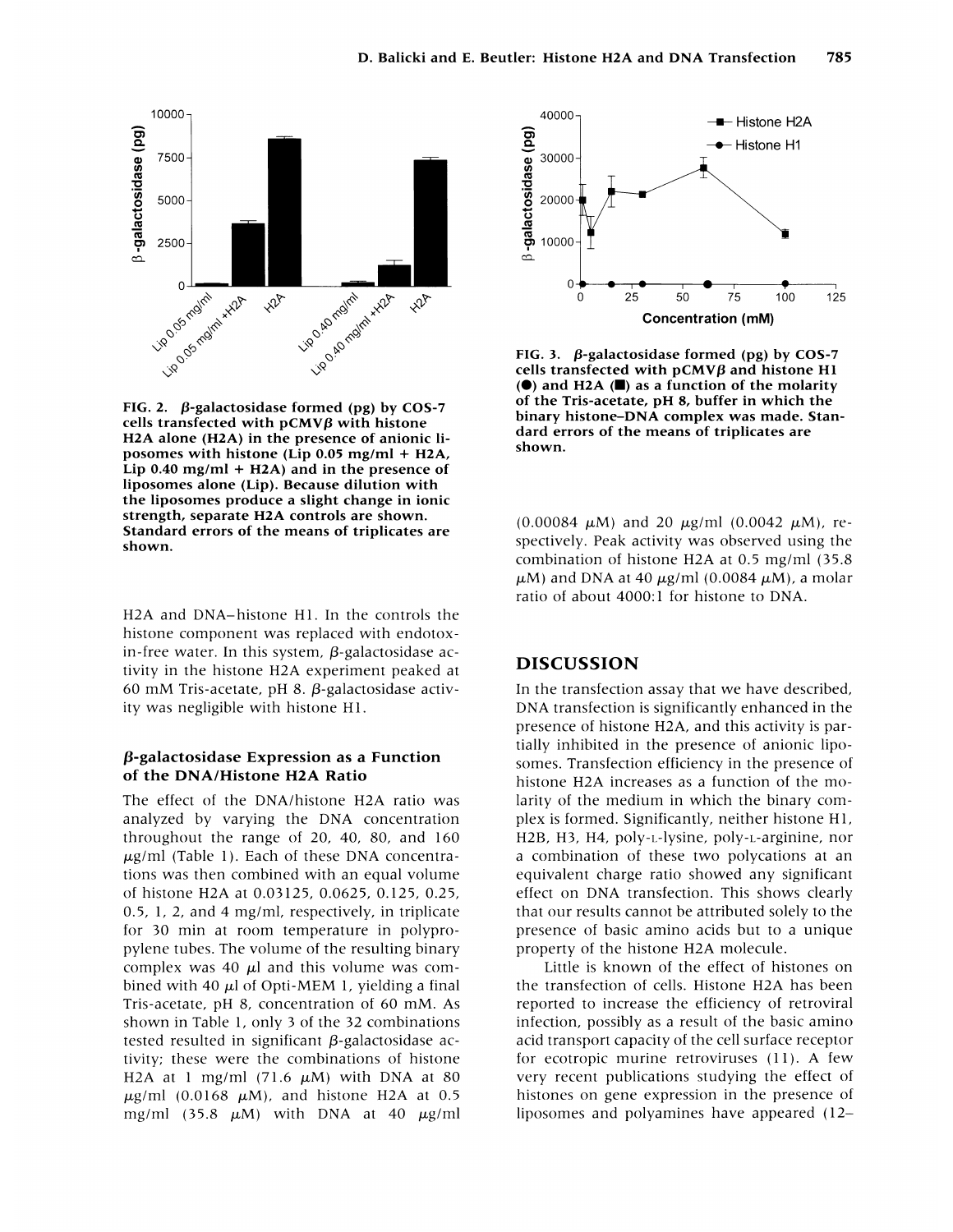FIG. 2. β-galactosidase formed (pg) by COS-7 cells transfected with pCMVβ with histone H2A alone (H2A) in the presence of anionic liposomes with histone (Lip 0.05 mg/ml + H2A, Lip 0.40 mg/ml + H2A) and in the presence of liposomes alone (Lip). Because dilution with the liposomes produce a slight change in ionic strength, separate H2A controls are shown. Standard errors of the means of triplicates are shown.

FIG. 3. β-galactosidase formed (pg) by COS-7 cells transfected with pCMVβ and histone H1 (●) and H2A (■) as a function of the molarity of the Tris-acetate, pH 8, buffer in which the binary histone–DNA complex was made. Standard errors of the means of triplicates are shown.

H2A and DNA–histone H1. In the controls the histone component was replaced with endotoxin-free water. In this system, β-galactosidase activity in the histone H2A experiment peaked at 60 mM Tris-acetate, pH 8. β-galactosidase activity was negligible with histone H1.

### β-galactosidase Expression as a Function of the DNA/Histone H2A Ratio

The effect of the DNA/histone H2A ratio was analyzed by varying the DNA concentration throughout the range of 20, 40, 80, and 160 μg/ml (Table 1). Each of these DNA concentrations was then combined with an equal volume of histone H2A at 0.03125, 0.0625, 0.125, 0.25, 0.5, 1, 2, and 4 mg/ml, respectively, in triplicate for 30 min at room temperature in polypropylene tubes. The volume of the resulting binary complex was 40 μl and this volume was combined with 40 μl of Opti-MEM 1, yielding a final Tris-acetate, pH 8, concentration of 60 mM. As shown in Table 1, only 3 of the 32 combinations tested resulted in significant β-galactosidase activity; these were the combinations of histone H2A at 1 mg/ml (71.6 μM) with DNA at 80 μg/ml (0.0168 μM), and histone H2A at 0.5 mg/ml (35.8 μM) with DNA at 40 μg/ml (0.00084 μM) and 20 μg/ml (0.0042 μM), respectively. Peak activity was observed using the combination of histone H2A at 0.5 mg/ml (35.8 μM) and DNA at 40 μg/ml (0.0084 μM), a molar ratio of about 4000:1 for histone to DNA.

## DISCUSSION

In the transfection assay that we have described, DNA transfection is significantly enhanced in the presence of histone H2A, and this activity is partially inhibited in the presence of anionic liposomes. Transfection efficiency in the presence of histone H2A increases as a function of the molarity of the medium in which the binary complex is formed. Significantly, neither histone H1, H2B, H3, H4, poly-L-lysine, poly-L-arginine, nor a combination of these two polycations at an equivalent charge ratio showed any significant effect on DNA transfection. This shows clearly that our results cannot be attributed solely to the presence of basic amino acids but to a unique property of the histone H2A molecule.

Little is known of the effect of histones on the transfection of cells. Histone H2A has been reported to increase the efficiency of retroviral infection, possibly as a result of the basic amino acid transport capacity of the cell surface receptor for ecotropic murine retroviruses (11). A few very recent publications studying the effect of histones on gene expression in the presence of liposomes and polyamines have appeared (12–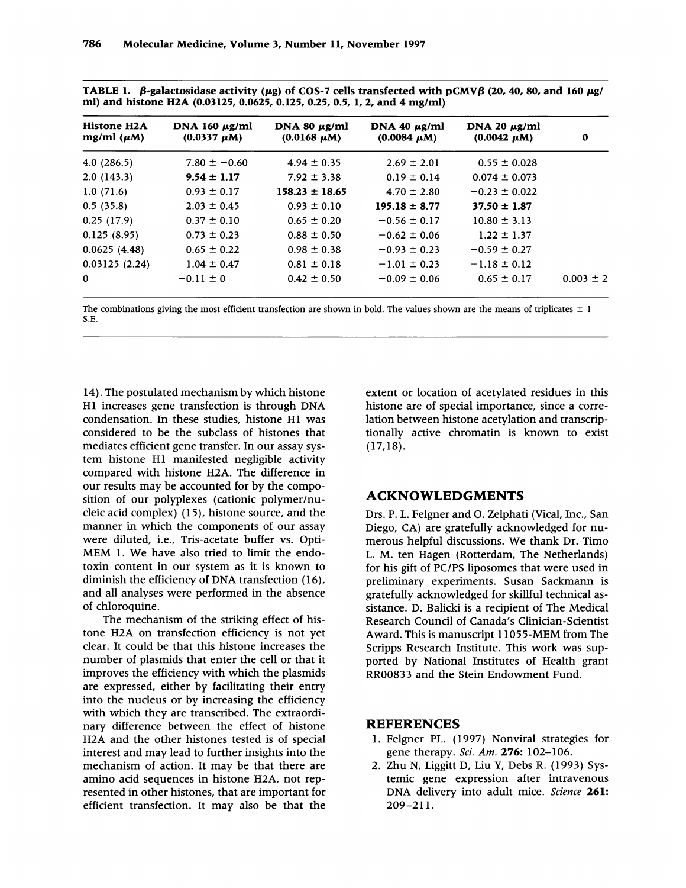**TABLE 1. β-galactosidase activity (μg) of COS-7 cells transfected with pCMVβ (20, 40, 80, and 160 μg/ml) and histone H2A (0.03125, 0.0625, 0.125, 0.25, 0.5, 1, 2, and 4 mg/ml)**

| Histone H2A mg/ml (μM) | DNA 160 μg/ml (0.0337 μM) | DNA 80 μg/ml (0.0168 μM) | DNA 40 μg/ml (0.0084 μM) | DNA 20 μg/ml (0.0042 μM) | 0 |
|---|---|---|---|---|---|
| 4.0 (286.5) | 7.80 ± −0.60 | 4.94 ± 0.35 | 2.69 ± 2.01 | 0.55 ± 0.028 | |
| 2.0 (143.3) | **9.54 ± 1.17** | 7.92 ± 3.38 | 0.19 ± 0.14 | 0.074 ± 0.073 | |
| 1.0 (71.6) | 0.93 ± 0.17 | **158.23 ± 18.65** | 4.70 ± 2.80 | −0.23 ± 0.022 | |
| 0.5 (35.8) | 2.03 ± 0.45 | 0.93 ± 0.10 | **195.18 ± 8.77** | **37.50 ± 1.87** | |
| 0.25 (17.9) | 0.37 ± 0.10 | 0.65 ± 0.20 | −0.56 ± 0.17 | 10.80 ± 3.13 | |
| 0.125 (8.95) | 0.73 ± 0.23 | 0.88 ± 0.50 | −0.62 ± 0.06 | 1.22 ± 1.37 | |
| 0.0625 (4.48) | 0.65 ± 0.22 | 0.98 ± 0.38 | −0.93 ± 0.23 | −0.59 ± 0.27 | |
| 0.03125 (2.24) | 1.04 ± 0.47 | 0.81 ± 0.18 | −1.01 ± 0.23 | −1.18 ± 0.12 | |
| 0 | −0.11 ± 0 | 0.42 ± 0.50 | −0.09 ± 0.06 | 0.65 ± 0.17 | 0.003 ± 2 |

The combinations giving the most efficient transfection are shown in bold. The values shown are the means of triplicates ± 1 S.E.

14). The postulated mechanism by which histone H1 increases gene transfection is through DNA condensation. In these studies, histone H1 was considered to be the subclass of histones that mediates efficient gene transfer. In our assay system histone H1 manifested negligible activity compared with histone H2A. The difference in our results may be accounted for by the composition of our polyplexes (cationic polymer/nucleic acid complex) (15), histone source, and the manner in which the components of our assay were diluted, i.e., Tris-acetate buffer vs. Opti-MEM 1. We have also tried to limit the endotoxin content in our system as it is known to diminish the efficiency of DNA transfection (16), and all analyses were performed in the absence of chloroquine.

The mechanism of the striking effect of histone H2A on transfection efficiency is not yet clear. It could be that this histone increases the number of plasmids that enter the cell or that it improves the efficiency with which the plasmids are expressed, either by facilitating their entry into the nucleus or by increasing the efficiency with which they are transcribed. The extraordinary difference between the effect of histone H2A and the other histones tested is of special interest and may lead to further insights into the mechanism of action. It may be that there are amino acid sequences in histone H2A, not represented in other histones, that are important for efficient transfection. It may also be that the extent or location of acetylated residues in this histone are of special importance, since a correlation between histone acetylation and transcriptionally active chromatin is known to exist (17,18).

## ACKNOWLEDGMENTS

Drs. P. L. Felgner and O. Zelphati (Vical, Inc., San Diego, CA) are gratefully acknowledged for numerous helpful discussions. We thank Dr. Timo L. M. ten Hagen (Rotterdam, The Netherlands) for his gift of PC/PS liposomes that were used in preliminary experiments. Susan Sackmann is gratefully acknowledged for skillful technical assistance. D. Balicki is a recipient of The Medical Research Council of Canada's Clinician-Scientist Award. This is manuscript 11055-MEM from The Scripps Research Institute. This work was supported by National Institutes of Health grant RR00833 and the Stein Endowment Fund.

## REFERENCES

1. Felgner PL. (1997) Nonviral strategies for gene therapy. *Sci. Am.* **276:** 102–106.
2. Zhu N, Liggitt D, Liu Y, Debs R. (1993) Systemic gene expression after intravenous DNA delivery into adult mice. *Science* **261:** 209–211.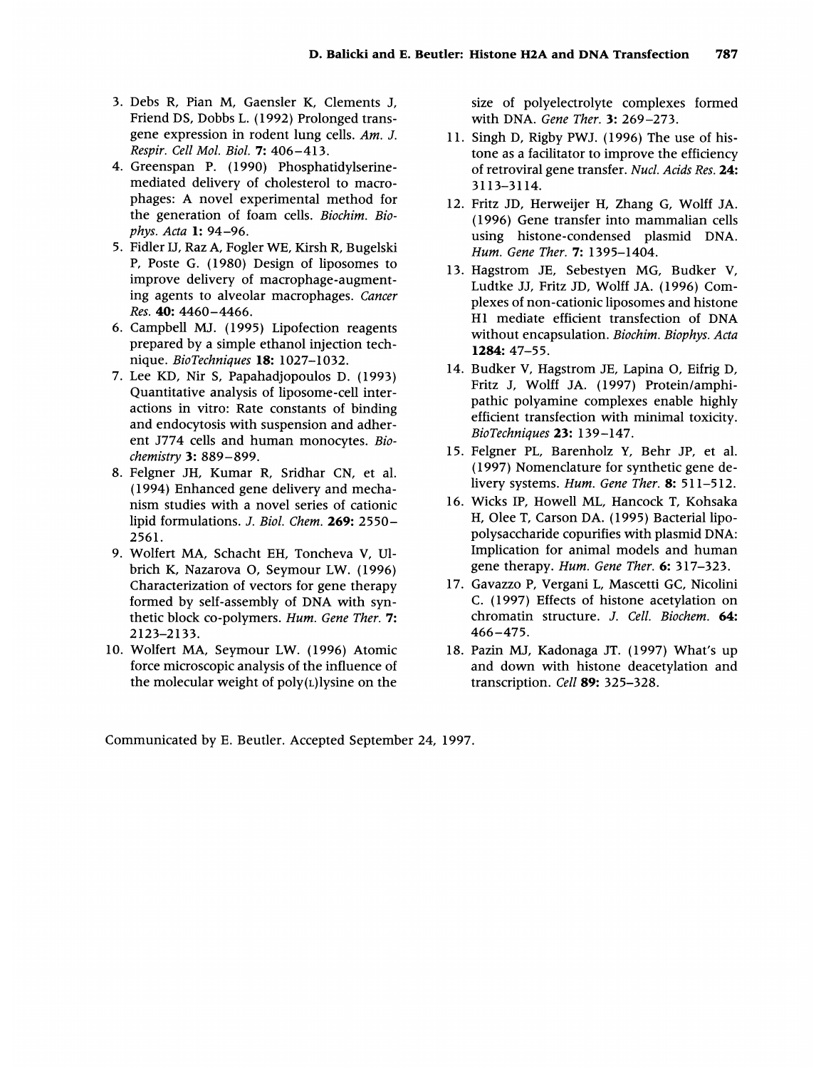3. Debs R, Pian M, Gaensler K, Clements J, Friend DS, Dobbs L. (1992) Prolonged transgene expression in rodent lung cells. *Am. J. Respir. Cell Mol. Biol.* **7:** 406–413.
4. Greenspan P. (1990) Phosphatidylserine-mediated delivery of cholesterol to macrophages: A novel experimental method for the generation of foam cells. *Biochim. Biophys. Acta* **1:** 94–96.
5. Fidler IJ, Raz A, Fogler WE, Kirsh R, Bugelski P, Poste G. (1980) Design of liposomes to improve delivery of macrophage-augmenting agents to alveolar macrophages. *Cancer Res.* **40:** 4460–4466.
6. Campbell MJ. (1995) Lipofection reagents prepared by a simple ethanol injection technique. *BioTechniques* **18:** 1027–1032.
7. Lee KD, Nir S, Papahadjopoulos D. (1993) Quantitative analysis of liposome-cell interactions in vitro: Rate constants of binding and endocytosis with suspension and adherent J774 cells and human monocytes. *Biochemistry* **3:** 889–899.
8. Felgner JH, Kumar R, Sridhar CN, et al. (1994) Enhanced gene delivery and mechanism studies with a novel series of cationic lipid formulations. *J. Biol. Chem.* **269:** 2550–2561.
9. Wolfert MA, Schacht EH, Toncheva V, Ulbrich K, Nazarova O, Seymour LW. (1996) Characterization of vectors for gene therapy formed by self-assembly of DNA with synthetic block co-polymers. *Hum. Gene Ther.* **7:** 2123–2133.
10. Wolfert MA, Seymour LW. (1996) Atomic force microscopic analysis of the influence of the molecular weight of poly(L)lysine on the size of polyelectrolyte complexes formed with DNA. *Gene Ther.* **3:** 269–273.
11. Singh D, Rigby PWJ. (1996) The use of histone as a facilitator to improve the efficiency of retroviral gene transfer. *Nucl. Acids Res.* **24:** 3113–3114.
12. Fritz JD, Herweijer H, Zhang G, Wolff JA. (1996) Gene transfer into mammalian cells using histone-condensed plasmid DNA. *Hum. Gene Ther.* **7:** 1395–1404.
13. Hagstrom JE, Sebestyen MG, Budker V, Ludtke JJ, Fritz JD, Wolff JA. (1996) Complexes of non-cationic liposomes and histone H1 mediate efficient transfection of DNA without encapsulation. *Biochim. Biophys. Acta* **1284:** 47–55.
14. Budker V, Hagstrom JE, Lapina O, Eifrig D, Fritz J, Wolff JA. (1997) Protein/amphipathic polyamine complexes enable highly efficient transfection with minimal toxicity. *BioTechniques* **23:** 139–147.
15. Felgner PL, Barenholz Y, Behr JP, et al. (1997) Nomenclature for synthetic gene delivery systems. *Hum. Gene Ther.* **8:** 511–512.
16. Wicks IP, Howell ML, Hancock T, Kohsaka H, Olee T, Carson DA. (1995) Bacterial lipopolysaccharide copurifies with plasmid DNA: Implication for animal models and human gene therapy. *Hum. Gene Ther.* **6:** 317–323.
17. Gavazzo P, Vergani L, Mascetti GC, Nicolini C. (1997) Effects of histone acetylation on chromatin structure. *J. Cell. Biochem.* **64:** 466–475.
18. Pazin MJ, Kadonaga JT. (1997) What's up and down with histone deacetylation and transcription. *Cell* **89:** 325–328.

Communicated by E. Beutler. Accepted September 24, 1997.